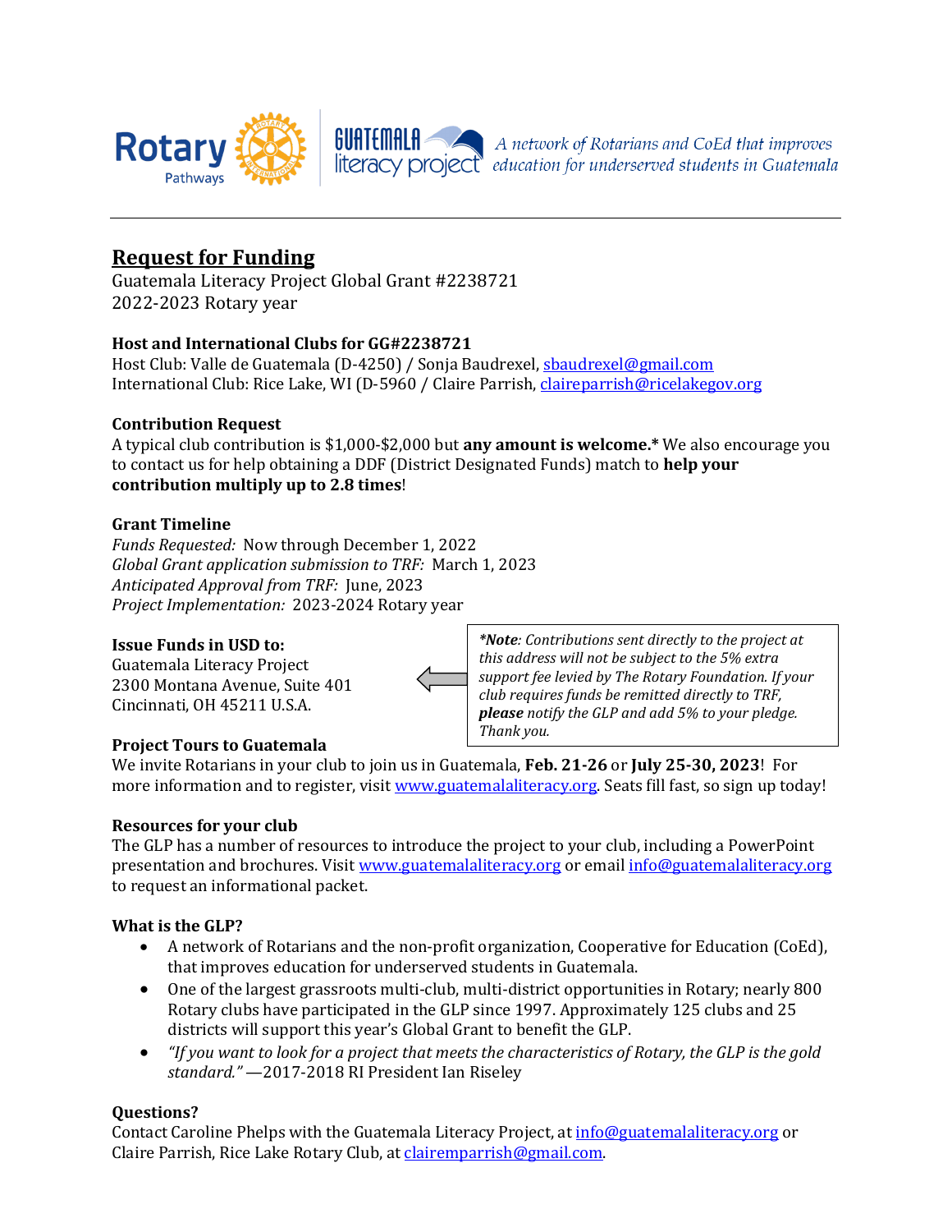Rotary Pathways | GUATEMALA literacy project — *A network of Rotarians and CoEd that improves education for underserved students in Guatemala*

---

## Request for Funding

Guatemala Literacy Project Global Grant #2238721
2022-2023 Rotary year

**Host and International Clubs for GG#2238721**
Host Club: Valle de Guatemala (D-4250) / Sonja Baudrexel, sbaudrexel@gmail.com
International Club: Rice Lake, WI (D-5960 / Claire Parrish, claireparrish@ricelakegov.org

**Contribution Request**
A typical club contribution is $1,000-$2,000 but **any amount is welcome.*** We also encourage you to contact us for help obtaining a DDF (District Designated Funds) match to **help your contribution multiply up to 2.8 times**!

**Grant Timeline**
*Funds Requested:* Now through December 1, 2022
*Global Grant application submission to TRF:* March 1, 2023
*Anticipated Approval from TRF:* June, 2023
*Project Implementation:* 2023-2024 Rotary year

**Issue Funds in USD to:**
Guatemala Literacy Project
2300 Montana Avenue, Suite 401
Cincinnati, OH 45211 U.S.A.

> ****Note**: Contributions sent directly to the project at this address will not be subject to the 5% extra support fee levied by The Rotary Foundation. If your club requires funds be remitted directly to TRF, **please** notify the GLP and add 5% to your pledge. Thank you.*

**Project Tours to Guatemala**
We invite Rotarians in your club to join us in Guatemala, **Feb. 21-26** or **July 25-30, 2023**! For more information and to register, visit www.guatemalaliteracy.org. Seats fill fast, so sign up today!

**Resources for your club**
The GLP has a number of resources to introduce the project to your club, including a PowerPoint presentation and brochures. Visit www.guatemalaliteracy.org or email info@guatemalaliteracy.org to request an informational packet.

**What is the GLP?**

- A network of Rotarians and the non-profit organization, Cooperative for Education (CoEd), that improves education for underserved students in Guatemala.
- One of the largest grassroots multi-club, multi-district opportunities in Rotary; nearly 800 Rotary clubs have participated in the GLP since 1997. Approximately 125 clubs and 25 districts will support this year's Global Grant to benefit the GLP.
- *"If you want to look for a project that meets the characteristics of Rotary, the GLP is the gold standard."* —2017-2018 RI President Ian Riseley

**Questions?**
Contact Caroline Phelps with the Guatemala Literacy Project, at info@guatemalaliteracy.org or Claire Parrish, Rice Lake Rotary Club, at clairemparrish@gmail.com.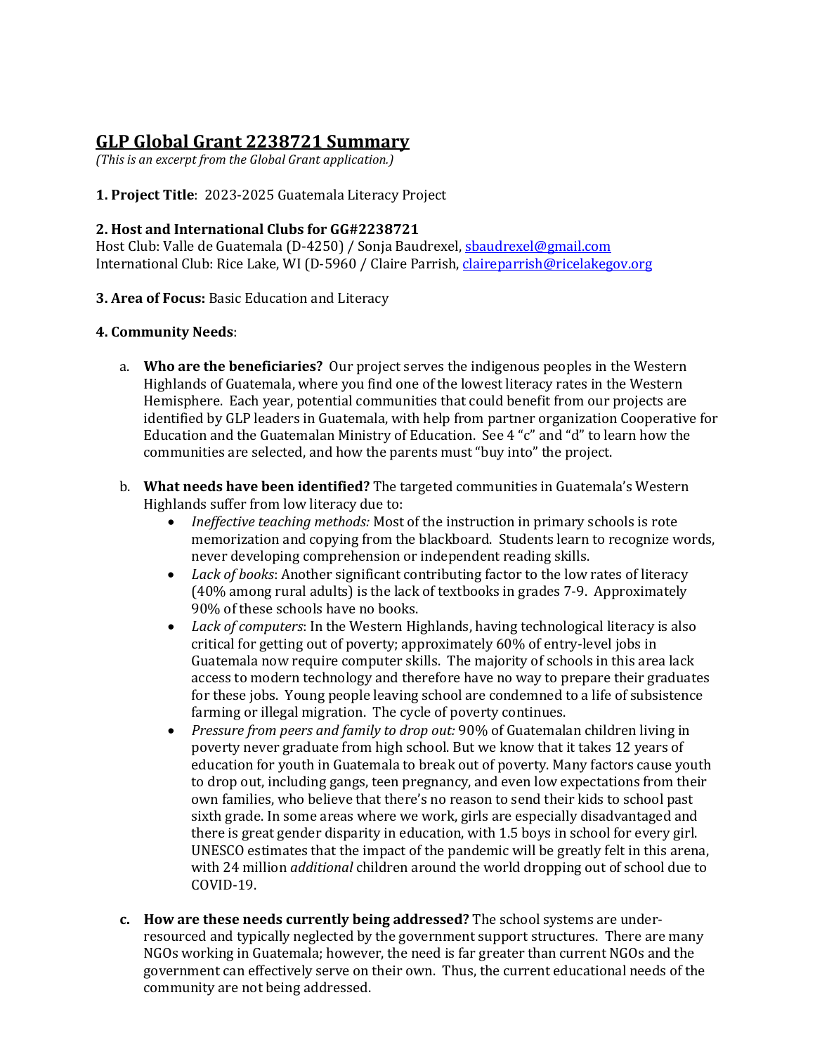# GLP Global Grant 2238721 Summary

*(This is an excerpt from the Global Grant application.)*

**1. Project Title**: 2023-2025 Guatemala Literacy Project

**2. Host and International Clubs for GG#2238721**

Host Club: Valle de Guatemala (D-4250) / Sonja Baudrexel, sbaudrexel@gmail.com
International Club: Rice Lake, WI (D-5960 / Claire Parrish, claireparrish@ricelakegov.org

**3. Area of Focus:** Basic Education and Literacy

**4. Community Needs**:

a. **Who are the beneficiaries?** Our project serves the indigenous peoples in the Western Highlands of Guatemala, where you find one of the lowest literacy rates in the Western Hemisphere. Each year, potential communities that could benefit from our projects are identified by GLP leaders in Guatemala, with help from partner organization Cooperative for Education and the Guatemalan Ministry of Education. See 4 "c" and "d" to learn how the communities are selected, and how the parents must "buy into" the project.

b. **What needs have been identified?** The targeted communities in Guatemala's Western Highlands suffer from low literacy due to:

- *Ineffective teaching methods:* Most of the instruction in primary schools is rote memorization and copying from the blackboard. Students learn to recognize words, never developing comprehension or independent reading skills.
- *Lack of books*: Another significant contributing factor to the low rates of literacy (40% among rural adults) is the lack of textbooks in grades 7-9. Approximately 90% of these schools have no books.
- *Lack of computers*: In the Western Highlands, having technological literacy is also critical for getting out of poverty; approximately 60% of entry-level jobs in Guatemala now require computer skills. The majority of schools in this area lack access to modern technology and therefore have no way to prepare their graduates for these jobs. Young people leaving school are condemned to a life of subsistence farming or illegal migration. The cycle of poverty continues.
- *Pressure from peers and family to drop out:* 90% of Guatemalan children living in poverty never graduate from high school. But we know that it takes 12 years of education for youth in Guatemala to break out of poverty. Many factors cause youth to drop out, including gangs, teen pregnancy, and even low expectations from their own families, who believe that there's no reason to send their kids to school past sixth grade. In some areas where we work, girls are especially disadvantaged and there is great gender disparity in education, with 1.5 boys in school for every girl. UNESCO estimates that the impact of the pandemic will be greatly felt in this arena, with 24 million *additional* children around the world dropping out of school due to COVID-19.

c. **How are these needs currently being addressed?** The school systems are under-resourced and typically neglected by the government support structures. There are many NGOs working in Guatemala; however, the need is far greater than current NGOs and the government can effectively serve on their own. Thus, the current educational needs of the community are not being addressed.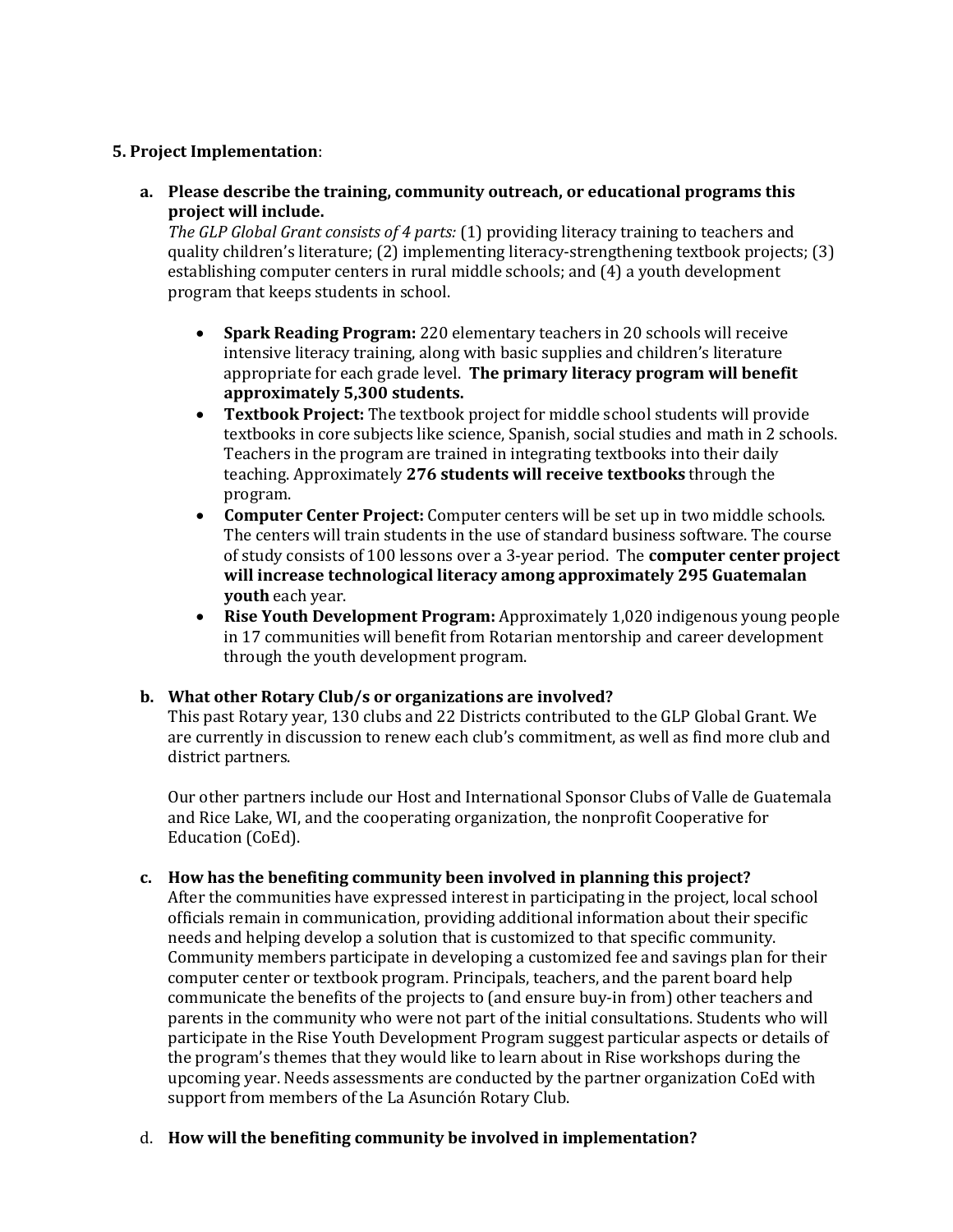**5. Project Implementation**:

a. **Please describe the training, community outreach, or educational programs this project will include.**
*The GLP Global Grant consists of 4 parts:* (1) providing literacy training to teachers and quality children's literature; (2) implementing literacy-strengthening textbook projects; (3) establishing computer centers in rural middle schools; and (4) a youth development program that keeps students in school.

- **Spark Reading Program:** 220 elementary teachers in 20 schools will receive intensive literacy training, along with basic supplies and children's literature appropriate for each grade level. **The primary literacy program will benefit approximately 5,300 students.**
- **Textbook Project:** The textbook project for middle school students will provide textbooks in core subjects like science, Spanish, social studies and math in 2 schools. Teachers in the program are trained in integrating textbooks into their daily teaching. Approximately **276 students will receive textbooks** through the program.
- **Computer Center Project:** Computer centers will be set up in two middle schools. The centers will train students in the use of standard business software. The course of study consists of 100 lessons over a 3-year period. The **computer center project will increase technological literacy among approximately 295 Guatemalan youth** each year.
- **Rise Youth Development Program:** Approximately 1,020 indigenous young people in 17 communities will benefit from Rotarian mentorship and career development through the youth development program.

b. **What other Rotary Club/s or organizations are involved?**
This past Rotary year, 130 clubs and 22 Districts contributed to the GLP Global Grant. We are currently in discussion to renew each club's commitment, as well as find more club and district partners.

Our other partners include our Host and International Sponsor Clubs of Valle de Guatemala and Rice Lake, WI, and the cooperating organization, the nonprofit Cooperative for Education (CoEd).

c. **How has the benefiting community been involved in planning this project?**
After the communities have expressed interest in participating in the project, local school officials remain in communication, providing additional information about their specific needs and helping develop a solution that is customized to that specific community. Community members participate in developing a customized fee and savings plan for their computer center or textbook program. Principals, teachers, and the parent board help communicate the benefits of the projects to (and ensure buy-in from) other teachers and parents in the community who were not part of the initial consultations. Students who will participate in the Rise Youth Development Program suggest particular aspects or details of the program's themes that they would like to learn about in Rise workshops during the upcoming year. Needs assessments are conducted by the partner organization CoEd with support from members of the La Asunción Rotary Club.

d. **How will the benefiting community be involved in implementation?**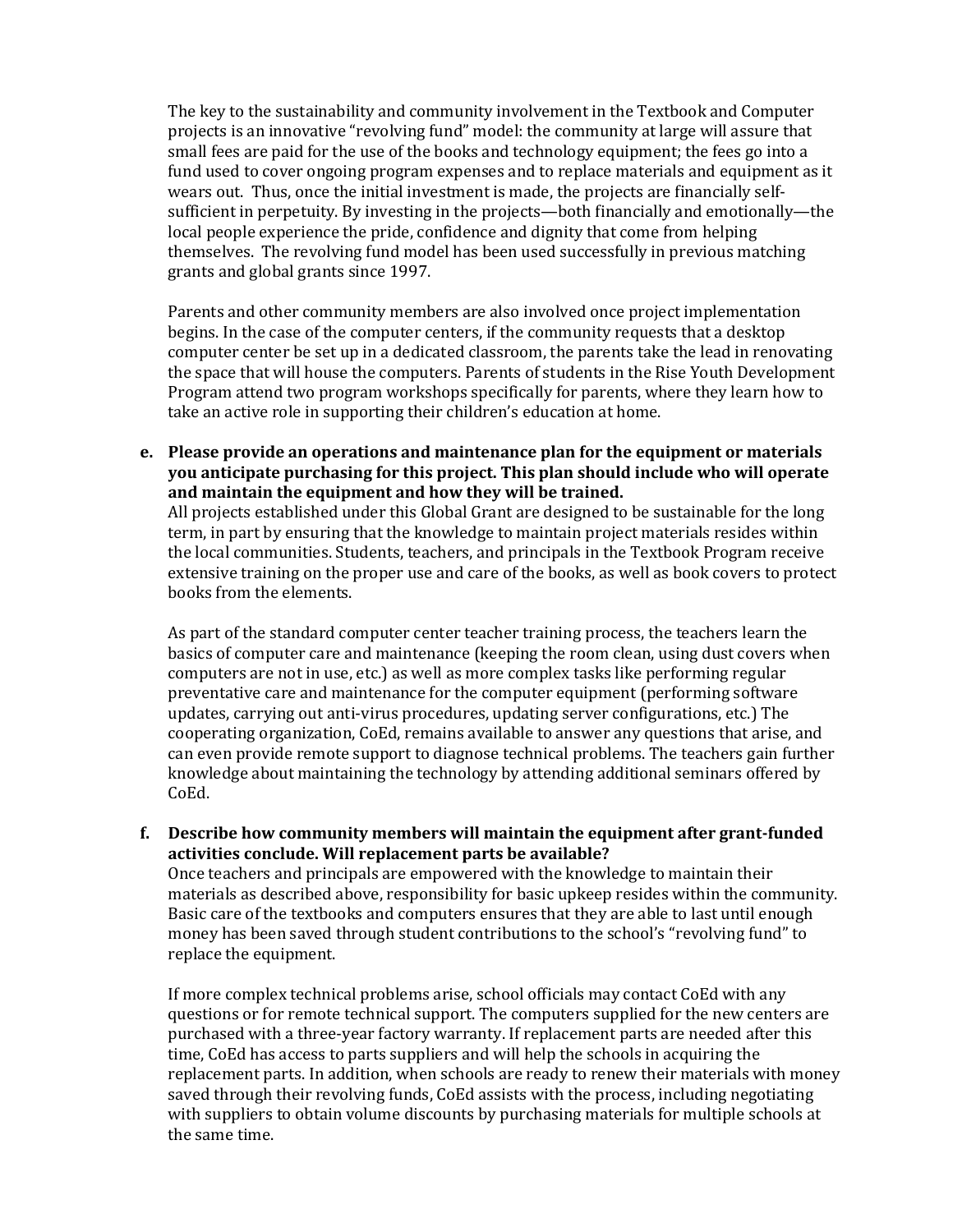The key to the sustainability and community involvement in the Textbook and Computer projects is an innovative "revolving fund" model: the community at large will assure that small fees are paid for the use of the books and technology equipment; the fees go into a fund used to cover ongoing program expenses and to replace materials and equipment as it wears out. Thus, once the initial investment is made, the projects are financially self-sufficient in perpetuity. By investing in the projects—both financially and emotionally—the local people experience the pride, confidence and dignity that come from helping themselves. The revolving fund model has been used successfully in previous matching grants and global grants since 1997.

Parents and other community members are also involved once project implementation begins. In the case of the computer centers, if the community requests that a desktop computer center be set up in a dedicated classroom, the parents take the lead in renovating the space that will house the computers. Parents of students in the Rise Youth Development Program attend two program workshops specifically for parents, where they learn how to take an active role in supporting their children's education at home.

**e. Please provide an operations and maintenance plan for the equipment or materials you anticipate purchasing for this project. This plan should include who will operate and maintain the equipment and how they will be trained.**

All projects established under this Global Grant are designed to be sustainable for the long term, in part by ensuring that the knowledge to maintain project materials resides within the local communities. Students, teachers, and principals in the Textbook Program receive extensive training on the proper use and care of the books, as well as book covers to protect books from the elements.

As part of the standard computer center teacher training process, the teachers learn the basics of computer care and maintenance (keeping the room clean, using dust covers when computers are not in use, etc.) as well as more complex tasks like performing regular preventative care and maintenance for the computer equipment (performing software updates, carrying out anti-virus procedures, updating server configurations, etc.) The cooperating organization, CoEd, remains available to answer any questions that arise, and can even provide remote support to diagnose technical problems. The teachers gain further knowledge about maintaining the technology by attending additional seminars offered by CoEd.

**f. Describe how community members will maintain the equipment after grant-funded activities conclude. Will replacement parts be available?**

Once teachers and principals are empowered with the knowledge to maintain their materials as described above, responsibility for basic upkeep resides within the community. Basic care of the textbooks and computers ensures that they are able to last until enough money has been saved through student contributions to the school's "revolving fund" to replace the equipment.

If more complex technical problems arise, school officials may contact CoEd with any questions or for remote technical support. The computers supplied for the new centers are purchased with a three-year factory warranty. If replacement parts are needed after this time, CoEd has access to parts suppliers and will help the schools in acquiring the replacement parts. In addition, when schools are ready to renew their materials with money saved through their revolving funds, CoEd assists with the process, including negotiating with suppliers to obtain volume discounts by purchasing materials for multiple schools at the same time.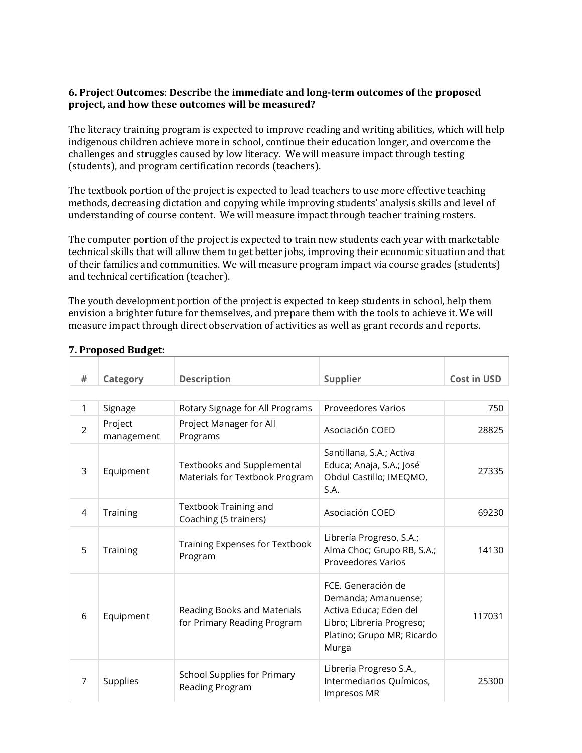**6. Project Outcomes**: **Describe the immediate and long-term outcomes of the proposed project, and how these outcomes will be measured?**

The literacy training program is expected to improve reading and writing abilities, which will help indigenous children achieve more in school, continue their education longer, and overcome the challenges and struggles caused by low literacy. We will measure impact through testing (students), and program certification records (teachers).

The textbook portion of the project is expected to lead teachers to use more effective teaching methods, decreasing dictation and copying while improving students' analysis skills and level of understanding of course content. We will measure impact through teacher training rosters.

The computer portion of the project is expected to train new students each year with marketable technical skills that will allow them to get better jobs, improving their economic situation and that of their families and communities. We will measure program impact via course grades (students) and technical certification (teacher).

The youth development portion of the project is expected to keep students in school, help them envision a brighter future for themselves, and prepare them with the tools to achieve it. We will measure impact through direct observation of activities as well as grant records and reports.

**7. Proposed Budget:**

| # | Category | Description | Supplier | Cost in USD |
|---|---|---|---|---|
| 1 | Signage | Rotary Signage for All Programs | Proveedores Varios | 750 |
| 2 | Project management | Project Manager for All Programs | Asociación COED | 28825 |
| 3 | Equipment | Textbooks and Supplemental Materials for Textbook Program | Santillana, S.A.; Activa Educa; Anaja, S.A.; José Obdul Castillo; IMEQMO, S.A. | 27335 |
| 4 | Training | Textbook Training and Coaching (5 trainers) | Asociación COED | 69230 |
| 5 | Training | Training Expenses for Textbook Program | Librería Progreso, S.A.; Alma Choc; Grupo RB, S.A.; Proveedores Varios | 14130 |
| 6 | Equipment | Reading Books and Materials for Primary Reading Program | FCE. Generación de Demanda; Amanuense; Activa Educa; Eden del Libro; Librería Progreso; Platino; Grupo MR; Ricardo Murga | 117031 |
| 7 | Supplies | School Supplies for Primary Reading Program | Libreria Progreso S.A., Intermediarios Químicos, Impresos MR | 25300 |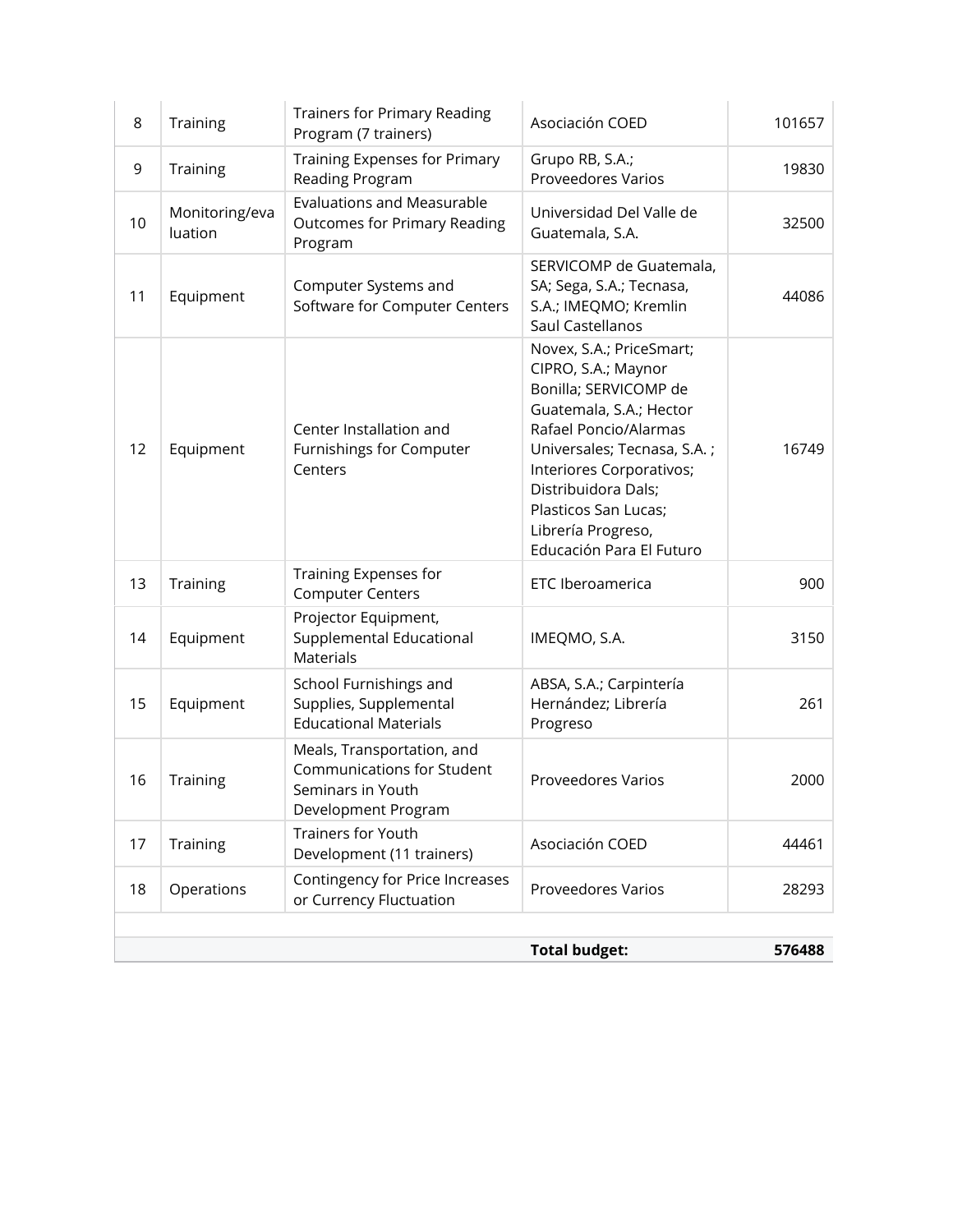| | | | | |
|---|---|---|---|---|
| 8 | Training | Trainers for Primary Reading Program (7 trainers) | Asociación COED | 101657 |
| 9 | Training | Training Expenses for Primary Reading Program | Grupo RB, S.A.; Proveedores Varios | 19830 |
| 10 | Monitoring/evaluation | Evaluations and Measurable Outcomes for Primary Reading Program | Universidad Del Valle de Guatemala, S.A. | 32500 |
| 11 | Equipment | Computer Systems and Software for Computer Centers | SERVICOMP de Guatemala, SA; Sega, S.A.; Tecnasa, S.A.; IMEQMO; Kremlin Saul Castellanos | 44086 |
| 12 | Equipment | Center Installation and Furnishings for Computer Centers | Novex, S.A.; PriceSmart; CIPRO, S.A.; Maynor Bonilla; SERVICOMP de Guatemala, S.A.; Hector Rafael Poncio/Alarmas Universales; Tecnasa, S.A. ; Interiores Corporativos; Distribuidora Dals; Plasticos San Lucas; Librería Progreso, Educación Para El Futuro | 16749 |
| 13 | Training | Training Expenses for Computer Centers | ETC Iberoamerica | 900 |
| 14 | Equipment | Projector Equipment, Supplemental Educational Materials | IMEQMO, S.A. | 3150 |
| 15 | Equipment | School Furnishings and Supplies, Supplemental Educational Materials | ABSA, S.A.; Carpintería Hernández; Librería Progreso | 261 |
| 16 | Training | Meals, Transportation, and Communications for Student Seminars in Youth Development Program | Proveedores Varios | 2000 |
| 17 | Training | Trainers for Youth Development (11 trainers) | Asociación COED | 44461 |
| 18 | Operations | Contingency for Price Increases or Currency Fluctuation | Proveedores Varios | 28293 |
| | | | | |
| | | | **Total budget:** | **576488** |